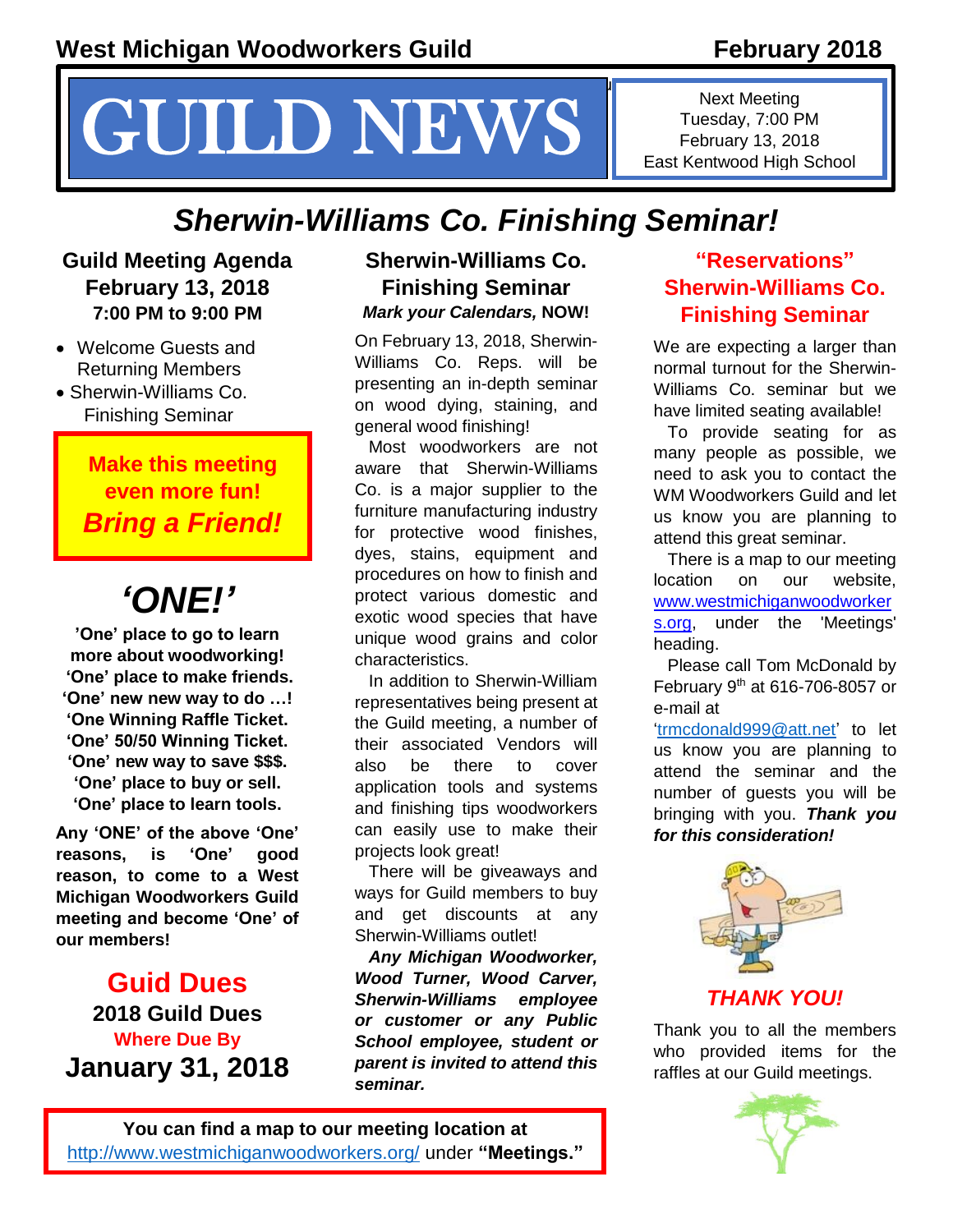**West Michigan Woodworkers Guild** **February 2018**

# GUILD NEWS

Next Meeting
Tuesday, 7:00 PM
February 13, 2018
East Kentwood High School

## *Sherwin-Williams Co. Finishing Seminar!*

### Guild Meeting Agenda
### February 13, 2018
**7:00 PM to 9:00 PM**

- Welcome Guests and Returning Members
- Sherwin-Williams Co. Finishing Seminar

**Make this meeting even more fun!**
***Bring a Friend!***

## *'ONE!'*

**'One' place to go to learn more about woodworking!**
**'One' place to make friends.**
**'One' new new way to do …!**
**'One Winning Raffle Ticket.**
**'One' 50/50 Winning Ticket.**
**'One' new way to save $$$.**
**'One' place to buy or sell.**
**'One' place to learn tools.**

**Any 'ONE' of the above 'One' reasons, is 'One' good reason, to come to a West Michigan Woodworkers Guild meeting and become 'One' of our members!**

### Guid Dues
**2018 Guild Dues**
**Where Due By**
**January 31, 2018**

### Sherwin-Williams Co. Finishing Seminar
***Mark your Calendars,* NOW!**

On February 13, 2018, Sherwin-Williams Co. Reps. will be presenting an in-depth seminar on wood dying, staining, and general wood finishing!

Most woodworkers are not aware that Sherwin-Williams Co. is a major supplier to the furniture manufacturing industry for protective wood finishes, dyes, stains, equipment and procedures on how to finish and protect various domestic and exotic wood species that have unique wood grains and color characteristics.

In addition to Sherwin-William representatives being present at the Guild meeting, a number of their associated Vendors will also be there to cover application tools and systems and finishing tips woodworkers can easily use to make their projects look great!

There will be giveaways and ways for Guild members to buy and get discounts at any Sherwin-Williams outlet!

***Any Michigan Woodworker, Wood Turner, Wood Carver, Sherwin-Williams employee or customer or any Public School employee, student or parent is invited to attend this seminar.***

### "Reservations" Sherwin-Williams Co. Finishing Seminar

We are expecting a larger than normal turnout for the Sherwin-Williams Co. seminar but we have limited seating available!

To provide seating for as many people as possible, we need to ask you to contact the WM Woodworkers Guild and let us know you are planning to attend this great seminar.

There is a map to our meeting location on our website, www.westmichiganwoodworkers.org, under the 'Meetings' heading.

Please call Tom McDonald by February 9th at 616-706-8057 or e-mail at 'trmcdonald999@att.net' to let us know you are planning to attend the seminar and the number of guests you will be bringing with you. ***Thank you for this consideration!***

### *THANK YOU!*

Thank you to all the members who provided items for the raffles at our Guild meetings.

**You can find a map to our meeting location at** http://www.westmichiganwoodworkers.org/ under **"Meetings."**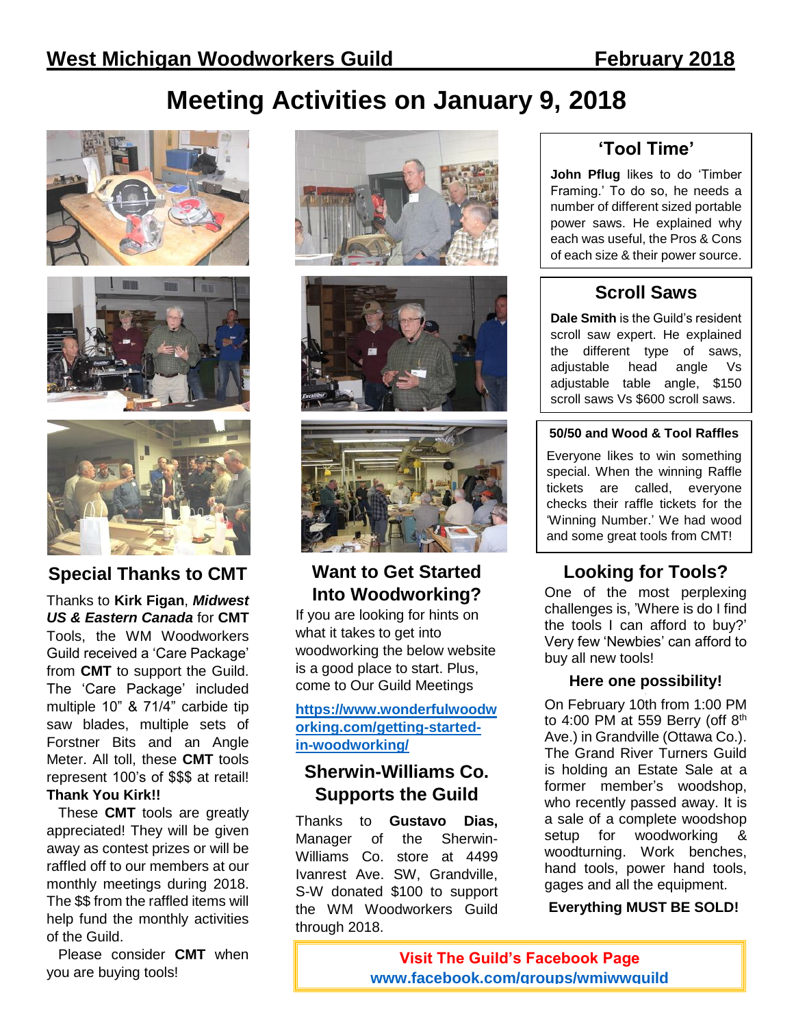# Meeting Activities on January 9, 2018

## Special Thanks to CMT

Thanks to **Kirk Figan**, ***Midwest US & Eastern Canada*** for **CMT** Tools, the WM Woodworkers Guild received a 'Care Package' from **CMT** to support the Guild. The 'Care Package' included multiple 10" & 71/4" carbide tip saw blades, multiple sets of Forstner Bits and an Angle Meter. All toll, these **CMT** tools represent 100's of $$$ at retail! **Thank You Kirk!!**

These **CMT** tools are greatly appreciated! They will be given away as contest prizes or will be raffled off to our members at our monthly meetings during 2018. The $$ from the raffled items will help fund the monthly activities of the Guild.

Please consider **CMT** when you are buying tools!

## Want to Get Started Into Woodworking?

If you are looking for hints on what it takes to get into woodworking the below website is a good place to start. Plus, come to Our Guild Meetings

https://www.wonderfulwoodworking.com/getting-started-in-woodworking/

## Sherwin-Williams Co. Supports the Guild

Thanks to **Gustavo Dias,** Manager of the Sherwin-Williams Co. store at 4499 Ivanrest Ave. SW, Grandville, S-W donated $100 to support the WM Woodworkers Guild through 2018.

## 'Tool Time'

**John Pflug** likes to do 'Timber Framing.' To do so, he needs a number of different sized portable power saws. He explained why each was useful, the Pros & Cons of each size & their power source.

## Scroll Saws

**Dale Smith** is the Guild's resident scroll saw expert. He explained the different type of saws, adjustable head angle Vs adjustable table angle, $150 scroll saws Vs $600 scroll saws.

### 50/50 and Wood & Tool Raffles

Everyone likes to win something special. When the winning Raffle tickets are called, everyone checks their raffle tickets for the 'Winning Number.' We had wood and some great tools from CMT!

## Looking for Tools?

One of the most perplexing challenges is, 'Where is do I find the tools I can afford to buy?' Very few 'Newbies' can afford to buy all new tools!

### Here one possibility!

On February 10th from 1:00 PM to 4:00 PM at 559 Berry (off 8th Ave.) in Grandville (Ottawa Co.). The Grand River Turners Guild is holding an Estate Sale at a former member's woodshop, who recently passed away. It is a sale of a complete woodshop setup for woodworking & woodturning. Work benches, hand tools, power hand tools, gages and all the equipment.

**Everything MUST BE SOLD!**

**Visit The Guild's Facebook Page**
**www.facebook.com/groups/wmiwwguild**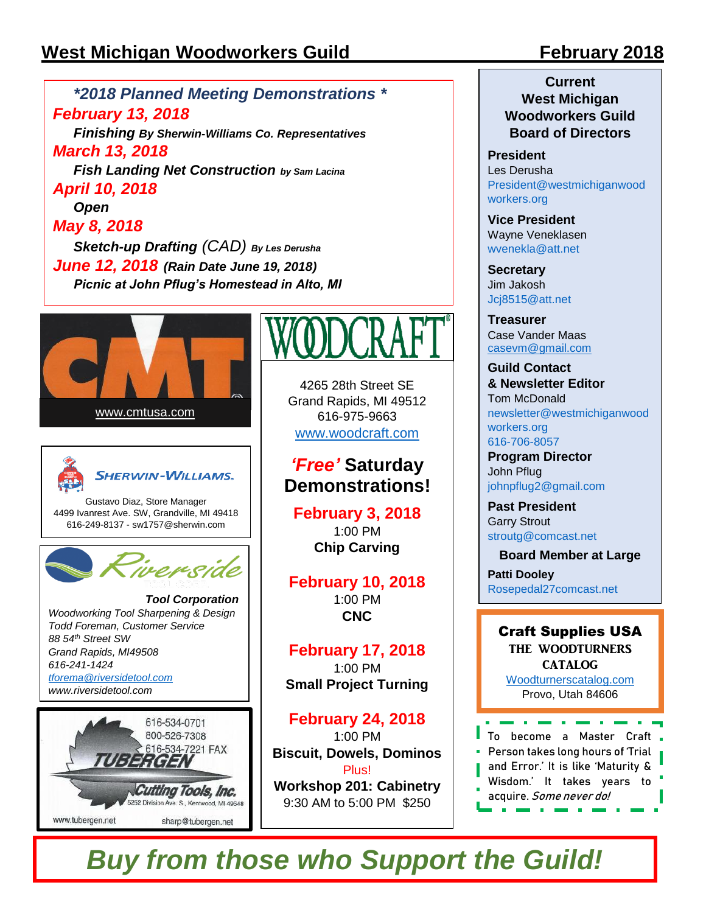# West Michigan Woodworkers Guild — February 2018

***2018 Planned Meeting Demonstrations ***

**February 13, 2018**

***Finishing** By Sherwin-Williams Co. Representatives*

**March 13, 2018**

***Fish Landing Net Construction** by Sam Lacina*

**April 10, 2018**

***Open***

**May 8, 2018**

***Sketch-up Drafting** (CAD) By Les Derusha*

**June 12, 2018** (Rain Date June 19, 2018)

***Picnic at John Pflug's Homestead in Alto, MI***

CMT

www.cmtusa.com

SHERWIN-WILLIAMS.

Gustavo Diaz, Store Manager
4499 Ivanrest Ave. SW, Grandville, MI 49418
616-249-8137 - sw1757@sherwin.com

Riverside

***Tool Corporation***

*Woodworking Tool Sharpening & Design*
*Todd Foreman, Customer Service*
*88 54th Street SW*
*Grand Rapids, MI49508*
*616-241-1424*
*tforema@riversidetool.com*
*www.riversidetool.com*

616-534-0701
800-526-7308
616-534-7221 FAX

TUBERGEN Cutting Tools, Inc.

5252 Division Ave. S., Kentwood, MI 49548

www.tubergen.net sharp@tubergen.net

WOODCRAFT

4265 28th Street SE
Grand Rapids, MI 49512
616-975-9663
www.woodcraft.com

## 'Free' Saturday Demonstrations!

**February 3, 2018**
1:00 PM
**Chip Carving**

**February 10, 2018**
1:00 PM
**CNC**

**February 17, 2018**
1:00 PM
**Small Project Turning**

**February 24, 2018**
1:00 PM
**Biscuit, Dowels, Dominos**

Plus!

**Workshop 201: Cabinetry**
9:30 AM to 5:00 PM $250

## Current West Michigan Woodworkers Guild Board of Directors

**President**
Les Derusha
President@westmichiganwoodworkers.org

**Vice President**
Wayne Veneklasen
wvenekla@att.net

**Secretary**
Jim Jakosh
Jcj8515@att.net

**Treasurer**
Case Vander Maas
casevm@gmail.com

**Guild Contact & Newsletter Editor**
Tom McDonald
newsletter@westmichiganwoodworkers.org
616-706-8057

**Program Director**
John Pflug
johnpflug2@gmail.com

**Past President**
Garry Strout
stroutg@comcast.net

**Board Member at Large**

**Patti Dooley**
Rosepedal27comcast.net

**Craft Supplies USA**
**THE WOODTURNERS CATALOG**
Woodturnerscatalog.com
Provo, Utah 84606

To become a Master Craft Person takes long hours of 'Trial and Error.' It is like 'Maturity & Wisdom.' It takes years to acquire. *Some never do!*

***Buy from those who Support the Guild!***